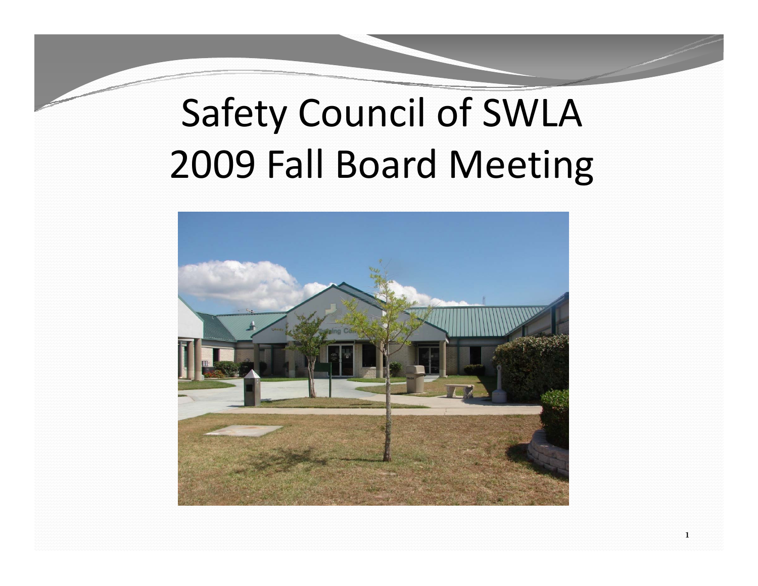# Safety Council of SWLA
# 2009 Fall Board Meeting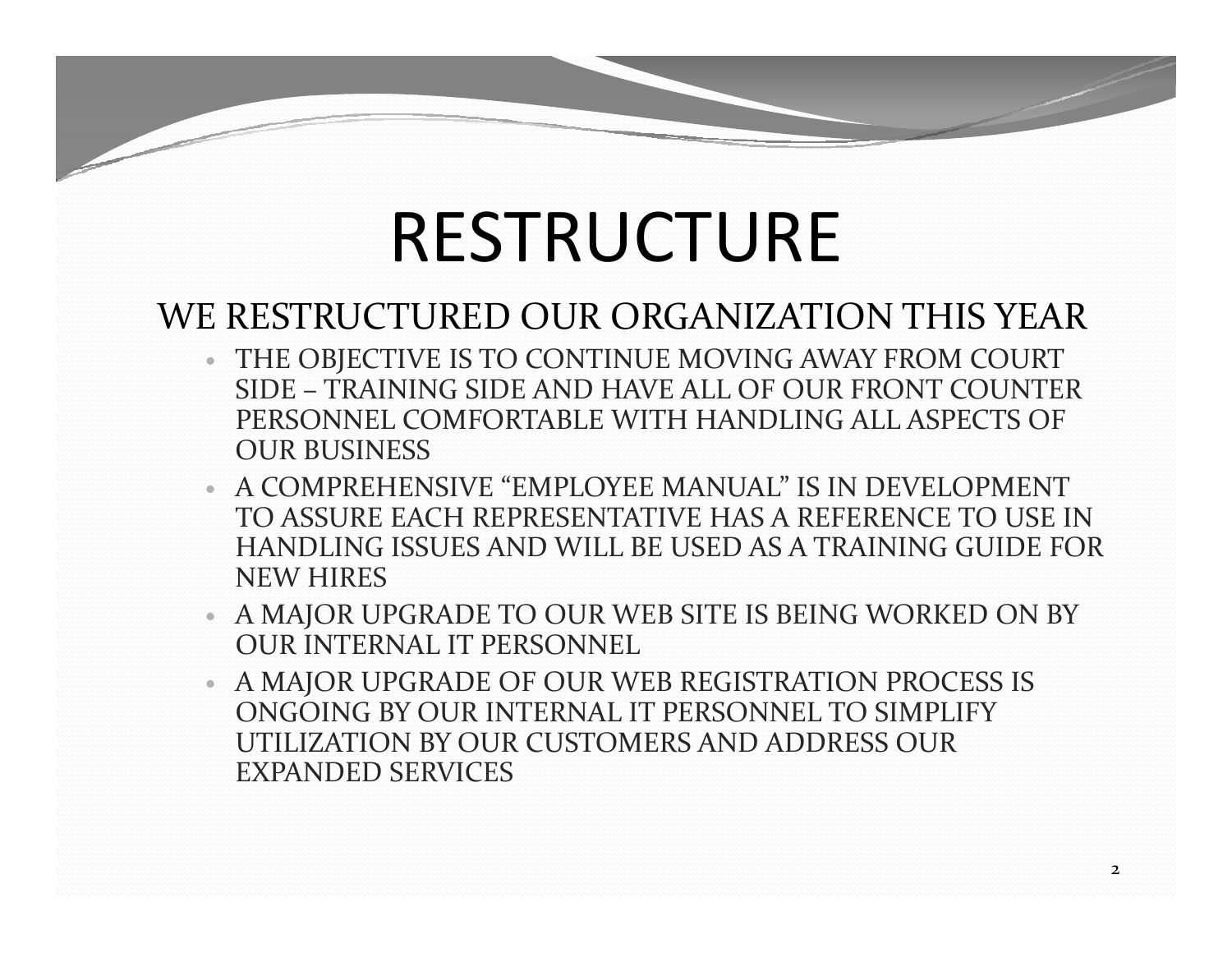# RESTRUCTURE

## WE RESTRUCTURED OUR ORGANIZATION THIS YEAR

- THE OBJECTIVE IS TO CONTINUE MOVING AWAY FROM COURT SIDE – TRAINING SIDE AND HAVE ALL OF OUR FRONT COUNTER PERSONNEL COMFORTABLE WITH HANDLING ALL ASPECTS OF OUR BUSINESS
- A COMPREHENSIVE "EMPLOYEE MANUAL" IS IN DEVELOPMENT TO ASSURE EACH REPRESENTATIVE HAS A REFERENCE TO USE IN HANDLING ISSUES AND WILL BE USED AS A TRAINING GUIDE FOR NEW HIRES
- A MAJOR UPGRADE TO OUR WEB SITE IS BEING WORKED ON BY OUR INTERNAL IT PERSONNEL
- A MAJOR UPGRADE OF OUR WEB REGISTRATION PROCESS IS ONGOING BY OUR INTERNAL IT PERSONNEL TO SIMPLIFY UTILIZATION BY OUR CUSTOMERS AND ADDRESS OUR EXPANDED SERVICES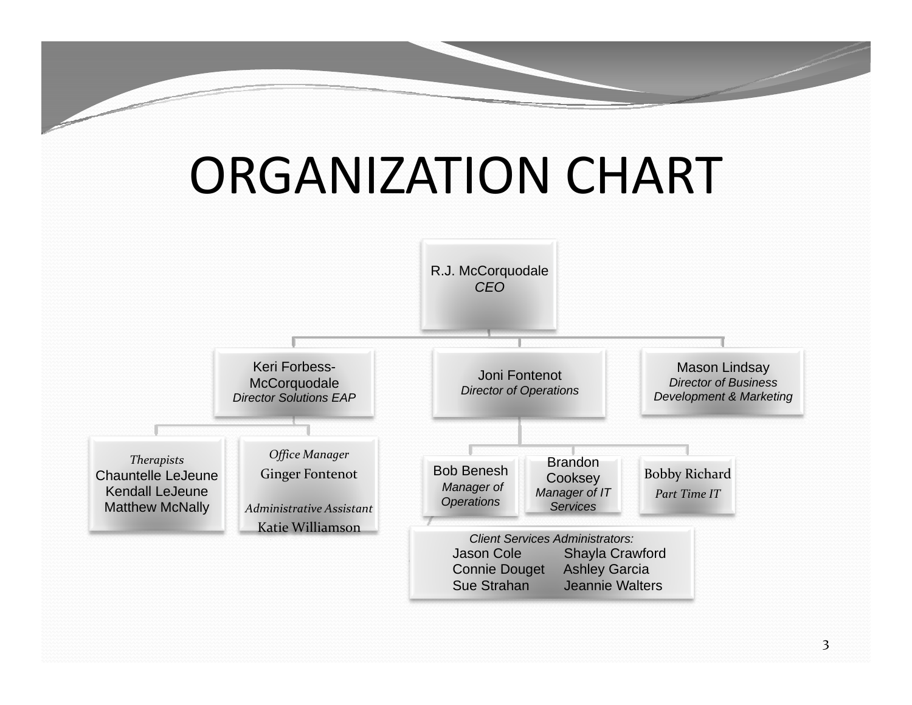# ORGANIZATION CHART

- **R.J. McCorquodale** — *CEO*
  - **Keri Forbess-McCorquodale** — *Director Solutions EAP*
    - *Therapists*
      - Chauntelle LeJeune
      - Kendall LeJeune
      - Matthew McNally
    - *Office Manager*
      - Ginger Fontenot
    - *Administrative Assistant*
      - Katie Williamson
  - **Joni Fontenot** — *Director of Operations*
    - **Bob Benesh** — *Manager of Operations*
      - *Client Services Administrators:*
        - Jason Cole
        - Shayla Crawford
        - Connie Douget
        - Ashley Garcia
        - Sue Strahan
        - Jeannie Walters
    - **Brandon Cooksey** — *Manager of IT Services*
    - **Bobby Richard** — *Part Time IT*
  - **Mason Lindsay** — *Director of Business Development & Marketing*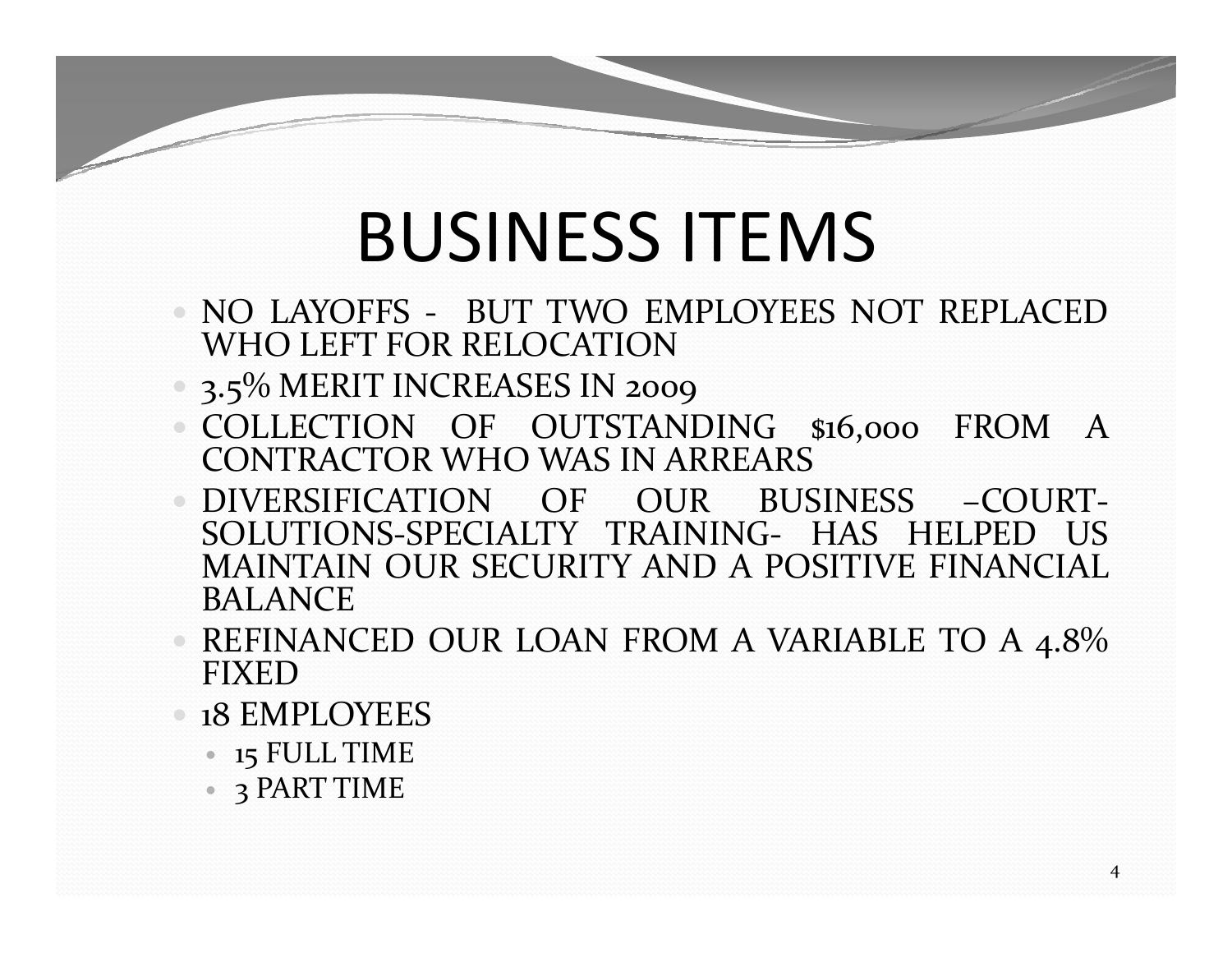# BUSINESS ITEMS

- NO LAYOFFS - BUT TWO EMPLOYEES NOT REPLACED WHO LEFT FOR RELOCATION
- 3.5% MERIT INCREASES IN 2009
- COLLECTION OF OUTSTANDING $16,000 FROM A CONTRACTOR WHO WAS IN ARREARS
- DIVERSIFICATION OF OUR BUSINESS –COURT-SOLUTIONS-SPECIALTY TRAINING- HAS HELPED US MAINTAIN OUR SECURITY AND A POSITIVE FINANCIAL BALANCE
- REFINANCED OUR LOAN FROM A VARIABLE TO A 4.8% FIXED
- 18 EMPLOYEES
  - 15 FULL TIME
  - 3 PART TIME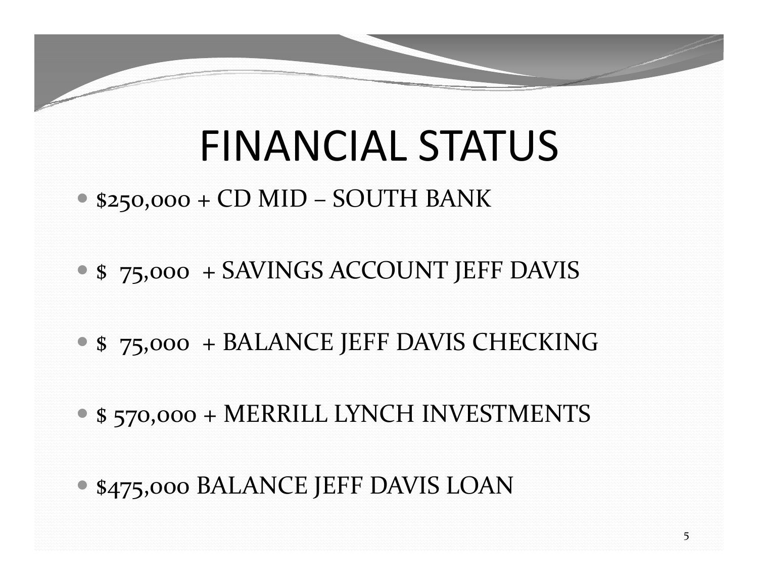# FINANCIAL STATUS

- $250,000 + CD MID – SOUTH BANK
- $ 75,000 + SAVINGS ACCOUNT JEFF DAVIS
- $ 75,000 + BALANCE JEFF DAVIS CHECKING
- $ 570,000 + MERRILL LYNCH INVESTMENTS
- $475,000 BALANCE JEFF DAVIS LOAN